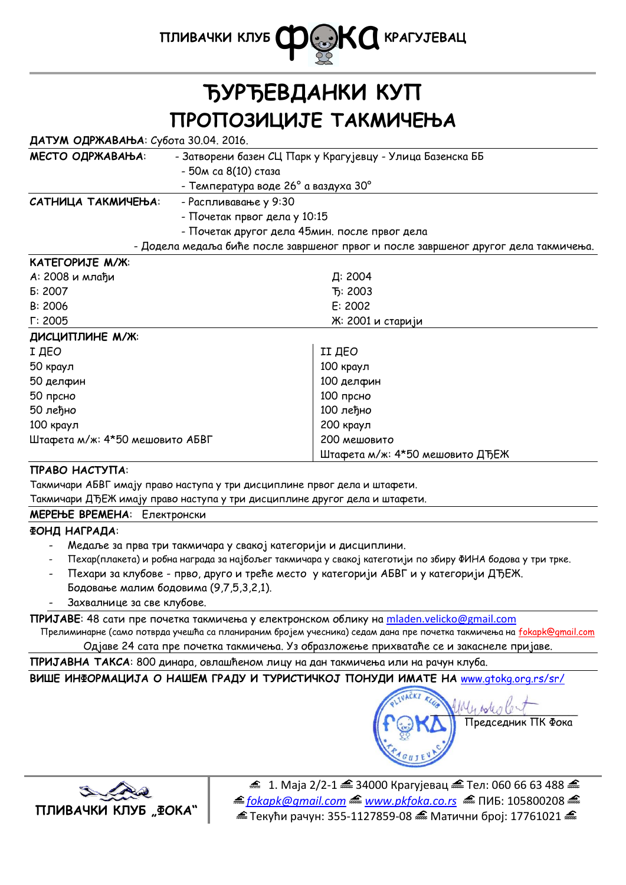ПЛИВАЧКИ КЛУБ ФОКА КРАГУЈЕВАЦ

# ЂУРЂЕВДАНКИ КУП
# ПРОПОЗИЦИЈЕ ТАКМИЧЕЊА

**ДАТУМ ОДРЖАВАЊА**: Субота 30.04. 2016.

**МЕСТО ОДРЖАВАЊА**:
- Затворени базен СЦ Парк у Крагујевцу - Улица Базенска ББ
- 50м са 8(10) стаза
- Температура воде 26° а ваздуха 30°

**САТНИЦА ТАКМИЧЕЊА**:
- Расплививање у 9:30
- Почетак првог дела у 10:15
- Почетак другог дела 45мин. после првог дела
- Додела медаља биће после завршеног првог и после завршеног другог дела такмичења.

**КАТЕГОРИЈЕ М/Ж**:

| | |
|---|---|
| А: 2008 и млађи | Д: 2004 |
| Б: 2007 | Ђ: 2003 |
| В: 2006 | Е: 2002 |
| Г: 2005 | Ж: 2001 и старији |

**ДИСЦИПЛИНЕ М/Ж**:

| I ДЕО | II ДЕО |
|---|---|
| 50 краул | 100 краул |
| 50 делфин | 100 делфин |
| 50 прсно | 100 прсно |
| 50 леђно | 100 леђно |
| 100 краул | 200 краул |
| Штафета м/ж: 4*50 мешовито АБВГ | 200 мешовито |
| | Штафета м/ж: 4*50 мешовито ДЂЕЖ |

**ПРАВО НАСТУПА**:
Такмичари АБВГ имају право наступа у три дисциплине првог дела и штафети.
Такмичари ДЂЕЖ имају право наступа у три дисциплине другог дела и штафети.

**МЕРЕЊЕ ВРЕМЕНА**: Електронски

**ФОНД НАГРАДА**:
- Медаље за прва три такмичара у свакој категорији и дисциплини.
- Пехар(плакета) и робна награда за најбољег такмичара у свакој категотији по збиру ФИНА бодова у три трке.
- Пехари за клубове - прво, друго и треће место у категорији АБВГ и у категорији ДЂЕЖ. Бодовање малим бодовима (9,7,5,3,2,1).
- Захвалнице за све клубове.

**ПРИЈАВЕ**: 48 сати пре почетка такмичења у електронском облику на mladen.velicko@gmail.com
Прелиминарне (само потврда учешћа са планираним бројем учесника) седам дана пре почетка такмичења на fokapk@gmail.com
Одјаве 24 сата пре почетка такмичења. Уз образложење прихватаће се и закаснеле пријаве.

**ПРИЈАВНА ТАКСА**: 800 динара, овлашћеном лицу на дан такмичења или на рачун клуба.

**ВИШЕ ИНФОРМАЦИЈА О НАШЕМ ГРАДУ И ТУРИСТИЧКОЈ ПОНУДИ ИМАТЕ НА** www.gtokg.org.rs/sr/

Председник ПК Фока

ПЛИВАЧКИ КЛУБ „ФОКА"
1. Маја 2/2-1 34000 Крагујевац Тел: 060 66 63 488
fokapk@gmail.com www.pkfoka.co.rs ПИБ: 105800208
Текући рачун: 355-1127859-08 Матични број: 17761021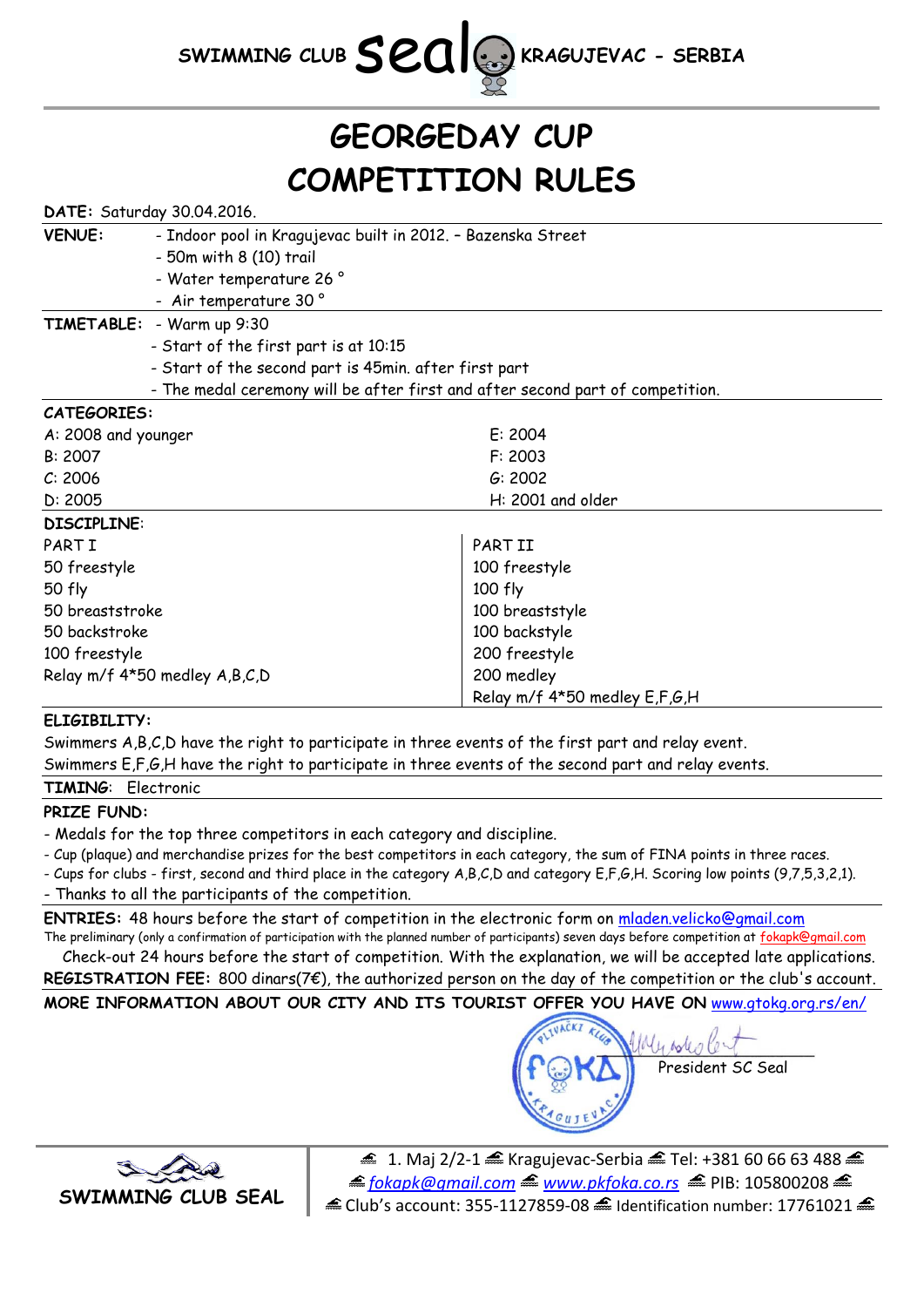SWIMMING CLUB seal KRAGUJEVAC - SERBIA

# GEORGEDAY CUP
# COMPETITION RULES

**DATE:** Saturday 30.04.2016.

**VENUE:**
- Indoor pool in Kragujevac built in 2012. – Bazenska Street
- 50m with 8 (10) trail
- Water temperature 26 °
- Air temperature 30 °

**TIMETABLE:**
- Warm up 9:30
- Start of the first part is at 10:15
- Start of the second part is 45min. after first part
- The medal ceremony will be after first and after second part of competition.

**CATEGORIES:**

| | |
|---|---|
| A: 2008 and younger | E: 2004 |
| B: 2007 | F: 2003 |
| C: 2006 | G: 2002 |
| D: 2005 | H: 2001 and older |

**DISCIPLINE:**

| PART I | PART II |
|---|---|
| 50 freestyle | 100 freestyle |
| 50 fly | 100 fly |
| 50 breaststroke | 100 breaststyle |
| 50 backstroke | 100 backstyle |
| 100 freestyle | 200 freestyle |
| Relay m/f 4*50 medley A,B,C,D | 200 medley |
| | Relay m/f 4*50 medley E,F,G,H |

**ELIGIBILITY:**

Swimmers A,B,C,D have the right to participate in three events of the first part and relay event.
Swimmers E,F,G,H have the right to participate in three events of the second part and relay events.

**TIMING**: Electronic

**PRIZE FUND:**
- Medals for the top three competitors in each category and discipline.
- Cup (plaque) and merchandise prizes for the best competitors in each category, the sum of FINA points in three races.
- Cups for clubs - first, second and third place in the category A,B,C,D and category E,F,G,H. Scoring low points (9,7,5,3,2,1).
- Thanks to all the participants of the competition.

**ENTRIES:** 48 hours before the start of competition in the electronic form on mladen.velicko@gmail.com
The preliminary (only a confirmation of participation with the planned number of participants) seven days before competition at fokapk@gmail.com
Check-out 24 hours before the start of competition. With the explanation, we will be accepted late applications.

**REGISTRATION FEE:** 800 dinars(7€), the authorized person on the day of the competition or the club's account.

**MORE INFORMATION ABOUT OUR CITY AND ITS TOURIST OFFER YOU HAVE ON** www.gtokg.org.rs/en/

President SC Seal

SWIMMING CLUB SEAL

1. Maj 2/2-1 Kragujevac-Serbia Tel: +381 60 66 63 488
*fokapk@gmail.com* *www.pkfoka.co.rs* PIB: 105800208
Club's account: 355-1127859-08 Identification number: 17761021